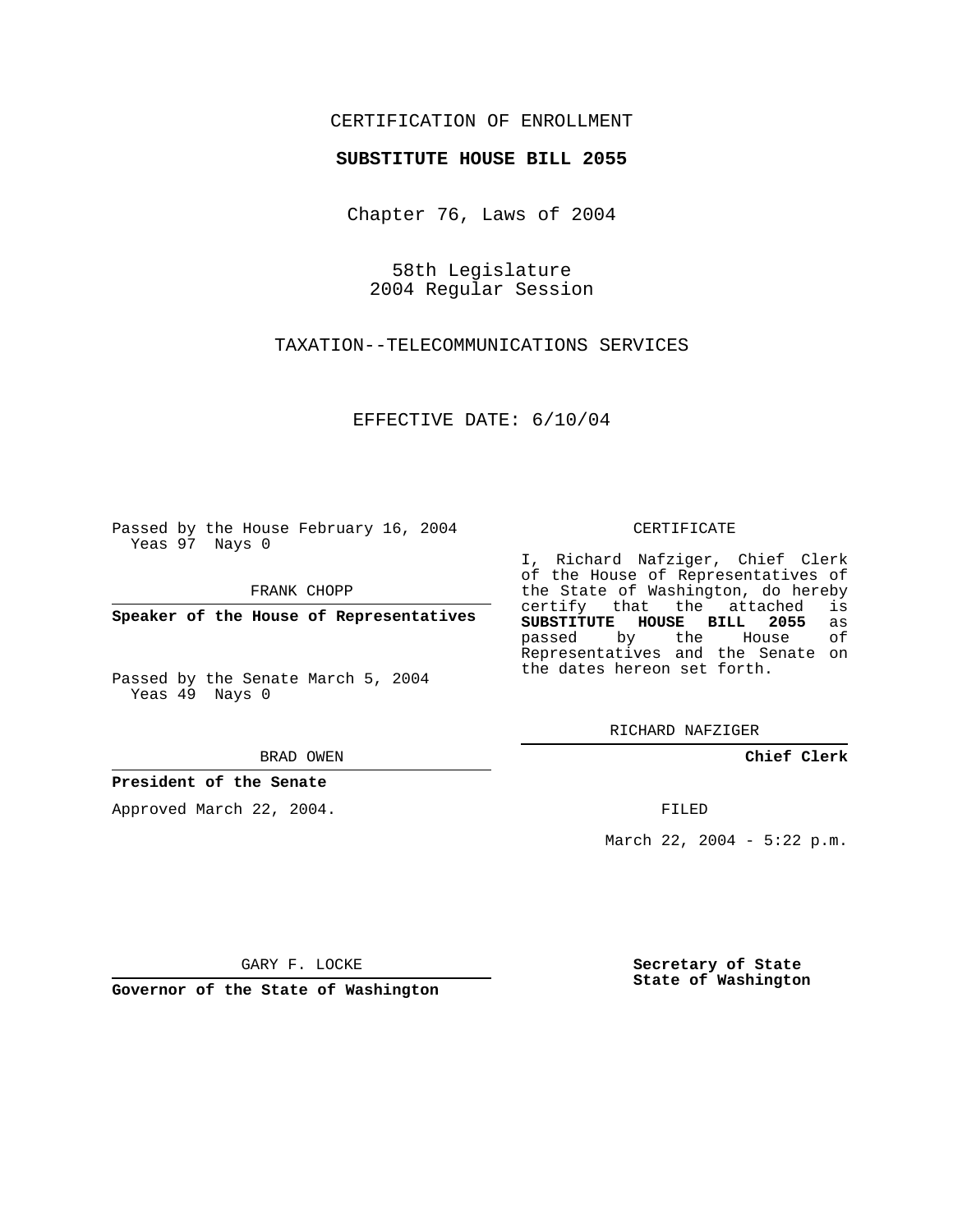CERTIFICATION OF ENROLLMENT

**SUBSTITUTE HOUSE BILL 2055**

Chapter 76, Laws of 2004

58th Legislature
2004 Regular Session

TAXATION--TELECOMMUNICATIONS SERVICES

EFFECTIVE DATE: 6/10/04

Passed by the House February 16, 2004
Yeas 97 Nays 0

FRANK CHOPP

**Speaker of the House of Representatives**

Passed by the Senate March 5, 2004
Yeas 49 Nays 0

BRAD OWEN

**President of the Senate**

Approved March 22, 2004.

GARY F. LOCKE

**Governor of the State of Washington**

CERTIFICATE

I, Richard Nafziger, Chief Clerk of the House of Representatives of the State of Washington, do hereby certify that the attached is **SUBSTITUTE HOUSE BILL 2055** as passed by the House of Representatives and the Senate on the dates hereon set forth.

RICHARD NAFZIGER

**Chief Clerk**

FILED

March 22, 2004 - 5:22 p.m.

**Secretary of State**
**State of Washington**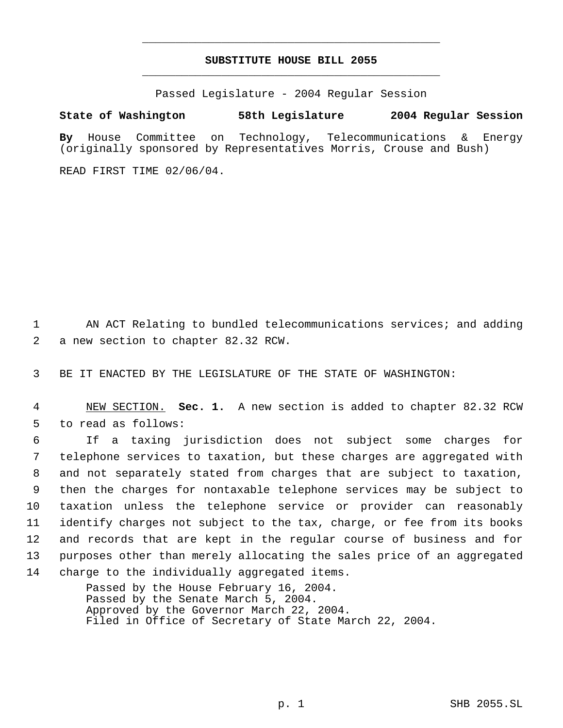**SUBSTITUTE HOUSE BILL 2055**

Passed Legislature - 2004 Regular Session

**State of Washington 58th Legislature 2004 Regular Session**

**By** House Committee on Technology, Telecommunications & Energy (originally sponsored by Representatives Morris, Crouse and Bush)

READ FIRST TIME 02/06/04.

AN ACT Relating to bundled telecommunications services; and adding a new section to chapter 82.32 RCW.

BE IT ENACTED BY THE LEGISLATURE OF THE STATE OF WASHINGTON:

NEW SECTION. **Sec. 1.** A new section is added to chapter 82.32 RCW to read as follows:

If a taxing jurisdiction does not subject some charges for telephone services to taxation, but these charges are aggregated with and not separately stated from charges that are subject to taxation, then the charges for nontaxable telephone services may be subject to taxation unless the telephone service or provider can reasonably identify charges not subject to the tax, charge, or fee from its books and records that are kept in the regular course of business and for purposes other than merely allocating the sales price of an aggregated charge to the individually aggregated items.

Passed by the House February 16, 2004.
Passed by the Senate March 5, 2004.
Approved by the Governor March 22, 2004.
Filed in Office of Secretary of State March 22, 2004.